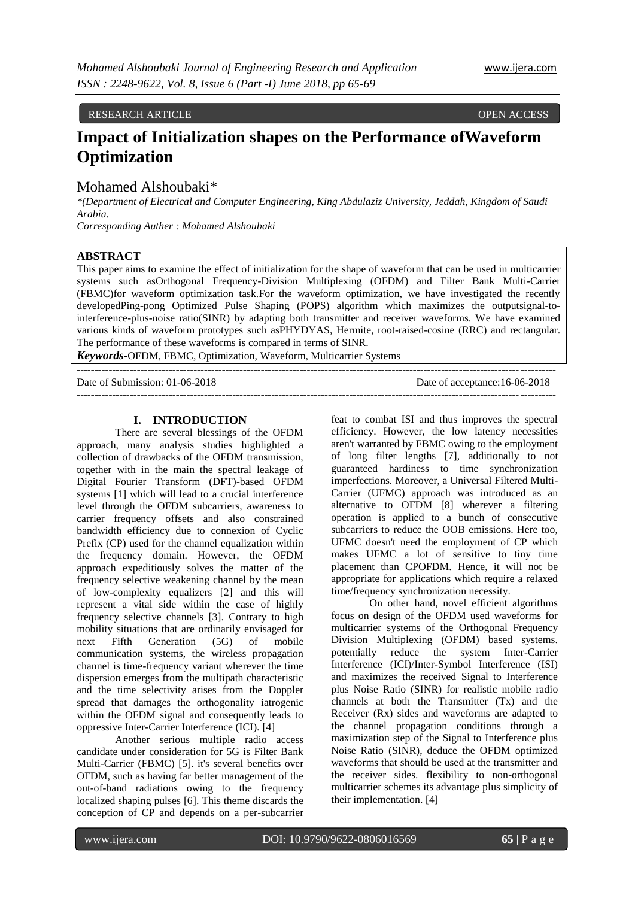RESEARCH ARTICLE OPEN ACCESS

# Impact of Initialization shapes on the Performance ofWaveform Optimization

Mohamed Alshoubaki*

*(Department of Electrical and Computer Engineering, King Abdulaziz University, Jeddah, Kingdom of Saudi Arabia.

*Corresponding Auther : Mohamed Alshoubaki*

## ABSTRACT

This paper aims to examine the effect of initialization for the shape of waveform that can be used in multicarrier systems such asOrthogonal Frequency-Division Multiplexing (OFDM) and Filter Bank Multi-Carrier (FBMC)for waveform optimization task.For the waveform optimization, we have investigated the recently developedPing-pong Optimized Pulse Shaping (POPS) algorithm which maximizes the outputsignal-to-interference-plus-noise ratio(SINR) by adapting both transmitter and receiver waveforms. We have examined various kinds of waveform prototypes such asPHYDYAS, Hermite, root-raised-cosine (RRC) and rectangular. The performance of these waveforms is compared in terms of SINR.

***Keywords-***OFDM, FBMC, Optimization, Waveform, Multicarrier Systems

Date of Submission: 01-06-2018 Date of acceptance:16-06-2018

## I. INTRODUCTION

There are several blessings of the OFDM approach, many analysis studies highlighted a collection of drawbacks of the OFDM transmission, together with in the main the spectral leakage of Digital Fourier Transform (DFT)-based OFDM systems [1] which will lead to a crucial interference level through the OFDM subcarriers, awareness to carrier frequency offsets and also constrained bandwidth efficiency due to connexion of Cyclic Prefix (CP) used for the channel equalization within the frequency domain. However, the OFDM approach expeditiously solves the matter of the frequency selective weakening channel by the mean of low-complexity equalizers [2] and this will represent a vital side within the case of highly frequency selective channels [3]. Contrary to high mobility situations that are ordinarily envisaged for next Fifth Generation (5G) of mobile communication systems, the wireless propagation channel is time-frequency variant wherever the time dispersion emerges from the multipath characteristic and the time selectivity arises from the Doppler spread that damages the orthogonality iatrogenic within the OFDM signal and consequently leads to oppressive Inter-Carrier Interference (ICI). [4]

Another serious multiple radio access candidate under consideration for 5G is Filter Bank Multi-Carrier (FBMC) [5]. it's several benefits over OFDM, such as having far better management of the out-of-band radiations owing to the frequency localized shaping pulses [6]. This theme discards the conception of CP and depends on a per-subcarrier feat to combat ISI and thus improves the spectral efficiency. However, the low latency necessities aren't warranted by FBMC owing to the employment of long filter lengths [7], additionally to not guaranteed hardiness to time synchronization imperfections. Moreover, a Universal Filtered Multi-Carrier (UFMC) approach was introduced as an alternative to OFDM [8] wherever a filtering operation is applied to a bunch of consecutive subcarriers to reduce the OOB emissions. Here too, UFMC doesn't need the employment of CP which makes UFMC a lot of sensitive to tiny time placement than CPOFDM. Hence, it will not be appropriate for applications which require a relaxed time/frequency synchronization necessity.

On other hand, novel efficient algorithms focus on design of the OFDM used waveforms for multicarrier systems of the Orthogonal Frequency Division Multiplexing (OFDM) based systems. potentially reduce the system Inter-Carrier Interference (ICI)/Inter-Symbol Interference (ISI) and maximizes the received Signal to Interference plus Noise Ratio (SINR) for realistic mobile radio channels at both the Transmitter (Tx) and the Receiver (Rx) sides and waveforms are adapted to the channel propagation conditions through a maximization step of the Signal to Interference plus Noise Ratio (SINR), deduce the OFDM optimized waveforms that should be used at the transmitter and the receiver sides. flexibility to non-orthogonal multicarrier schemes its advantage plus simplicity of their implementation. [4]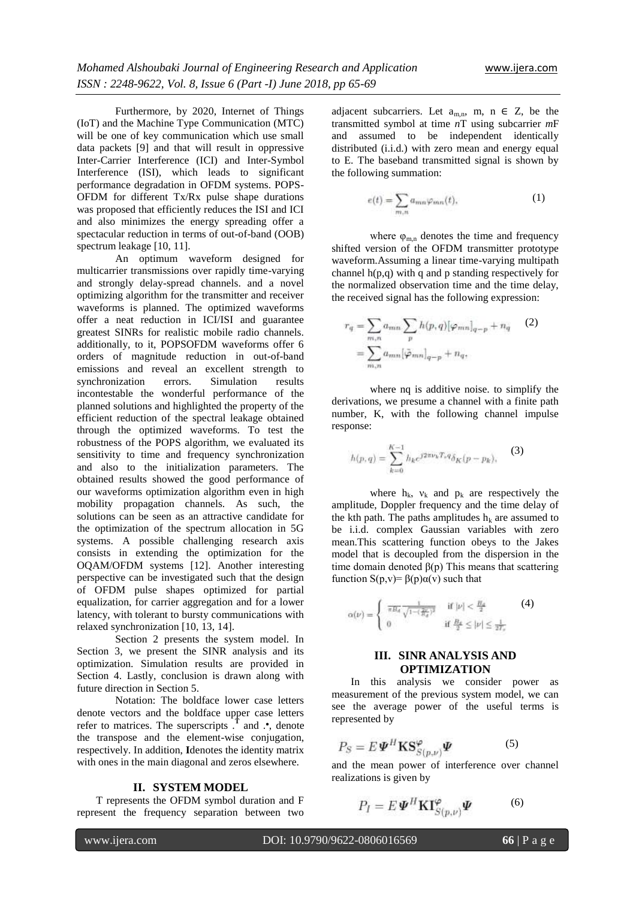Furthermore, by 2020, Internet of Things (IoT) and the Machine Type Communication (MTC) will be one of key communication which use small data packets [9] and that will result in oppressive Inter-Carrier Interference (ICI) and Inter-Symbol Interference (ISI), which leads to significant performance degradation in OFDM systems. POPS-OFDM for different Tx/Rx pulse shape durations was proposed that efficiently reduces the ISI and ICI and also minimizes the energy spreading offer a spectacular reduction in terms of out-of-band (OOB) spectrum leakage [10, 11].

An optimum waveform designed for multicarrier transmissions over rapidly time-varying and strongly delay-spread channels. and a novel optimizing algorithm for the transmitter and receiver waveforms is planned. The optimized waveforms offer a neat reduction in ICI/ISI and guarantee greatest SINRs for realistic mobile radio channels. additionally, to it, POPSOFDM waveforms offer 6 orders of magnitude reduction in out-of-band emissions and reveal an excellent strength to synchronization errors. Simulation results incontestable the wonderful performance of the planned solutions and highlighted the property of the efficient reduction of the spectral leakage obtained through the optimized waveforms. To test the robustness of the POPS algorithm, we evaluated its sensitivity to time and frequency synchronization and also to the initialization parameters. The obtained results showed the good performance of our waveforms optimization algorithm even in high mobility propagation channels. As such, the solutions can be seen as an attractive candidate for the optimization of the spectrum allocation in 5G systems. A possible challenging research axis consists in extending the optimization for the OQAM/OFDM systems [12]. Another interesting perspective can be investigated such that the design of OFDM pulse shapes optimized for partial equalization, for carrier aggregation and for a lower latency, with tolerant to bursty communications with relaxed synchronization [10, 13, 14].

Section 2 presents the system model. In Section 3, we present the SINR analysis and its optimization. Simulation results are provided in Section 4. Lastly, conclusion is drawn along with future direction in Section 5.

Notation: The boldface lower case letters denote vectors and the boldface upper case letters refer to matrices. The superscripts $.^T$ and $.^*$, denote the transpose and the element-wise conjugation, respectively. In addition, **I** denotes the identity matrix with ones in the main diagonal and zeros elsewhere.

## II. SYSTEM MODEL

T represents the OFDM symbol duration and F represent the frequency separation between two adjacent subcarriers. Let $a_{m,n}$, m, n $\in$ Z, be the transmitted symbol at time *n*T using subcarrier *m*F and assumed to be independent identically distributed (i.i.d.) with zero mean and energy equal to E. The baseband transmitted signal is shown by the following summation:

$$e(t) = \sum_{m,n} a_{mn} \varphi_{mn}(t), \tag{1}$$

where $\varphi_{m,n}$ denotes the time and frequency shifted version of the OFDM transmitter prototype waveform.Assuming a linear time-varying multipath channel h(p,q) with q and p standing respectively for the normalized observation time and the time delay, the received signal has the following expression:

$$\begin{aligned} r_q &= \sum_{m,n} a_{mn} \sum_{p} h(p,q) [\varphi_{mn}]_{q-p} + n_q \\ &= \sum_{m,n} a_{mn} [\tilde{\varphi}_{mn}]_{q-p} + n_q, \end{aligned} \tag{2}$$

where nq is additive noise. to simplify the derivations, we presume a channel with a finite path number, K, with the following channel impulse response:

$$h(p,q) = \sum_{k=0}^{K-1} h_k e^{j2\pi \nu_k T_s q} \delta_K(p - p_k), \tag{3}$$

where $h_k$, $\nu_k$ and $p_k$ are respectively the amplitude, Doppler frequency and the time delay of the kth path. The paths amplitudes $h_k$ are assumed to be i.i.d. complex Gaussian variables with zero mean.This scattering function obeys to the Jakes model that is decoupled from the dispersion in the time domain denoted β(p) This means that scattering function S(p,ν)= β(p)α(ν) such that

$$\alpha(\nu) = \begin{cases} \frac{1}{\pi B_d} \frac{1}{\sqrt{1-(\frac{2\nu}{B_d})^2}} & \text{if } |\nu| < \frac{B_d}{2} \\ 0 & \text{if } \frac{B_d}{2} \leq |\nu| \leq \frac{1}{2T_s} \end{cases} \tag{4}$$

## III. SINR ANALYSIS AND OPTIMIZATION

In this analysis we consider power as measurement of the previous system model, we can see the average power of the useful terms is represented by

$$P_S = E \boldsymbol{\Psi}^H \mathbf{K} \mathbf{S}^{\varphi}_{S(p,\nu)} \boldsymbol{\Psi} \tag{5}$$

and the mean power of interference over channel realizations is given by

$$P_I = E \boldsymbol{\Psi}^H \mathbf{K} \mathbf{I}^{\varphi}_{S(p,\nu)} \boldsymbol{\Psi} \tag{6}$$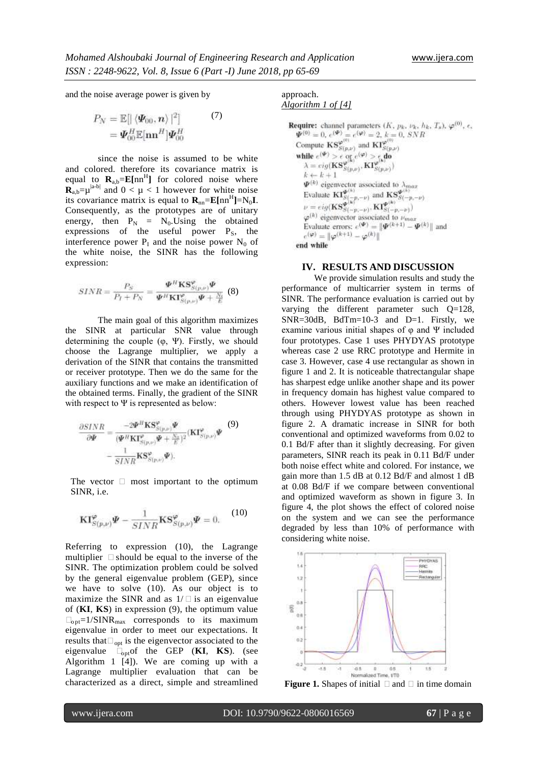and the noise average power is given by

$$P_N = \mathbb{E}[|\langle \boldsymbol{\Psi}_{00}, \boldsymbol{n}\rangle|^2] \\ = \boldsymbol{\Psi}_{00}^H \mathbb{E}[\mathbf{n}\mathbf{n}^H]\boldsymbol{\Psi}_{00}^H \quad (7)$$

since the noise is assumed to be white and colored. therefore its covariance matrix is equal to $\mathbf{R}_{a,b}=\mathbf{E}[\mathrm{nn}^H]$ for colored noise where $\mathbf{R}_{a,b}=\mu^{|a-b|}$ and $0 < \mu < 1$ however for white noise its covariance matrix is equal to $\mathbf{R}_{nn}=\mathbf{E}[\mathrm{nn}^H]=\mathrm{N}_0\mathbf{I}$. Consequently, as the prototypes are of unitary energy, then $P_N = N_0$.Using the obtained expressions of the useful power $P_S$, the interference power $P_I$ and the noise power $N_0$ of the white noise, the SINR has the following expression:

$$SINR = \frac{P_S}{P_I + P_N} = \frac{\boldsymbol{\Psi}^H \mathbf{KS}^{\varphi}_{S(p,\nu)}\boldsymbol{\Psi}}{\boldsymbol{\Psi}^H \mathbf{KI}^{\varphi}_{S(p,\nu)}\boldsymbol{\Psi} + \frac{N_0}{E}} \quad (8)$$

The main goal of this algorithm maximizes the SINR at particular SNR value through determining the couple (φ, Ψ). Firstly, we should choose the Lagrange multiplier, we apply a derivation of the SINR that contains the transmitted or receiver prototype. Then we do the same for the auxiliary functions and we make an identification of the obtained terms. Finally, the gradient of the SINR with respect to Ψ is represented as below:

$$\frac{\partial SINR}{\partial \boldsymbol{\Psi}} = \frac{-2\boldsymbol{\Psi}^H \mathbf{KS}^{\varphi}_{S(p,\nu)}\boldsymbol{\Psi}}{(\boldsymbol{\Psi}^H \mathbf{KI}^{\varphi}_{S(p,\nu)}\boldsymbol{\Psi} + \frac{N_0}{E})^2}(\mathbf{KI}^{\varphi}_{S(p,\nu)}\boldsymbol{\Psi} - \frac{1}{SINR}\mathbf{KS}^{\varphi}_{S(p,\nu)}\boldsymbol{\Psi}). \quad (9)$$

The vector □ most important to the optimum SINR, i.e.

$$\mathbf{KI}^{\varphi}_{S(p,\nu)}\boldsymbol{\Psi} - \frac{1}{SINR}\mathbf{KS}^{\varphi}_{S(p,\nu)}\boldsymbol{\Psi} = 0. \quad (10)$$

Referring to expression (10), the Lagrange multiplier □ should be equal to the inverse of the SINR. The optimization problem could be solved by the general eigenvalue problem (GEP), since we have to solve (10). As our object is to maximize the SINR and as 1/□ is an eigenvalue of (**KI**, **KS**) in expression (9), the optimum value $□_{opt}=1/SINR_{max}$ corresponds to its maximum eigenvalue in order to meet our expectations. It results that $□_{opt}$ is the eigenvector associated to the eigenvalue $□_{opt}$ of the GEP (**KI**, **KS**). (see Algorithm 1 [4]). We are coming up with a Lagrange multiplier evaluation that can be characterized as a direct, simple and streamlined approach.

*Algorithm 1 of [4]*

**Require:** channel parameters $(K, p_k, \nu_k, h_k, T_s)$, $\varphi^{(0)}$, $\epsilon$, $\boldsymbol{\Psi}^{(0)} = 0$, $e^{(\boldsymbol{\Psi})} = e^{(\varphi)} = 2$, $k = 0$, $SNR$
Compute $\mathbf{KS}^{\varphi^{(0)}}_{S(p,\nu)}$ and $\mathbf{KI}^{\varphi^{(0)}}_{S(p,\nu)}$
**while** $e^{(\boldsymbol{\Psi})} > \epsilon$ or $e^{(\varphi)} > \epsilon$ **do**
$\lambda = eig(\mathbf{KS}^{\varphi^{(k)}}_{S(p,\nu)}, \mathbf{KI}^{\varphi^{(k)}}_{S(p,\nu)})$
$k \leftarrow k + 1$
$\boldsymbol{\Psi}^{(k)}$ eigenvector associated to $\lambda_{max}$
Evaluate $\mathbf{KI}^{\boldsymbol{\Psi}^{(k)}}_{S(-p,-\nu)}$ and $\mathbf{KS}^{\boldsymbol{\Psi}^{(k)}}_{S(-p,-\nu)}$
$\nu = eig(\mathbf{KS}^{\boldsymbol{\Psi}^{(k)}}_{S(-p,-\nu)}, \mathbf{KI}^{\boldsymbol{\Psi}^{(k)}}_{S(-p,-\nu)})$
$\varphi^{(k)}$ eigenvector associated to $\nu_{max}$
Evaluate errors: $e^{(\boldsymbol{\Psi})} = \|\boldsymbol{\Psi}^{(k+1)} - \boldsymbol{\Psi}^{(k)}\|$ and $e^{(\varphi)} = \|\varphi^{(k+1)} - \varphi^{(k)}\|$
**end while**

## IV. RESULTS AND DISCUSSION

We provide simulation results and study the performance of multicarrier system in terms of SINR. The performance evaluation is carried out by varying the different parameter such Q=128, SNR=30dB, BdTm=10-3 and D=1. Firstly, we examine various initial shapes of φ and Ψ included four prototypes. Case 1 uses PHYDYAS prototype whereas case 2 use RRC prototype and Hermite in case 3. However, case 4 use rectangular as shown in figure 1 and 2. It is noticeable thatrectangular shape has sharpest edge unlike another shape and its power in frequency domain has highest value compared to others. However lowest value has been reached through using PHYDYAS prototype as shown in figure 2. A dramatic increase in SINR for both conventional and optimized waveforms from 0.02 to 0.1 Bd/F after than it slightly decreasing. For given parameters, SINR reach its peak in 0.11 Bd/F under both noise effect white and colored. For instance, we gain more than 1.5 dB at 0.12 Bd/F and almost 1 dB at 0.08 Bd/F if we compare between conventional and optimized waveform as shown in figure 3. In figure 4, the plot shows the effect of colored noise on the system and we can see the performance degraded by less than 10% of performance with considering white noise.

**Figure 1.** Shapes of initial □ and □ in time domain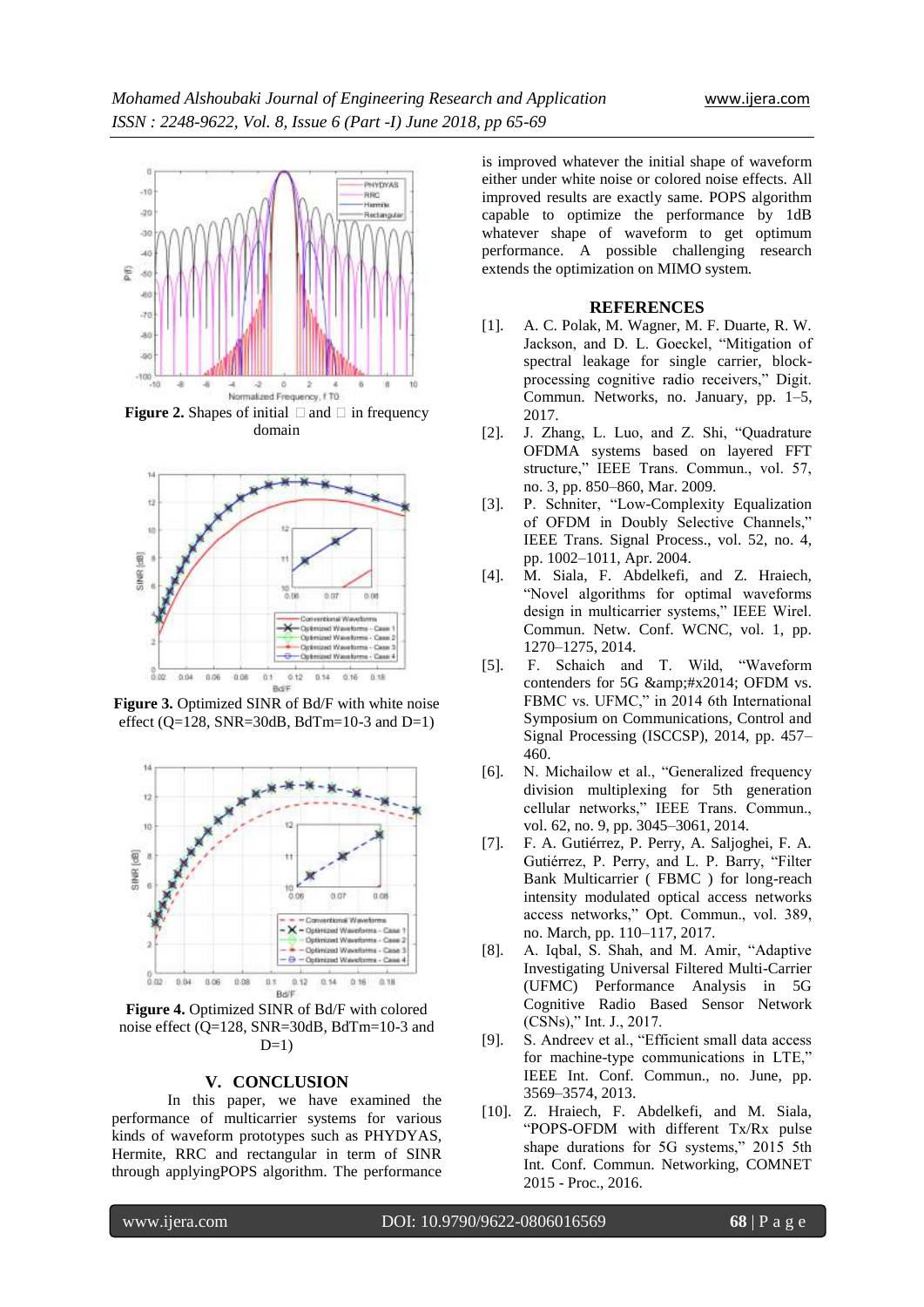**Figure 2.** Shapes of initial □ and □ in frequency domain

**Figure 3.** Optimized SINR of Bd/F with white noise effect (Q=128, SNR=30dB, BdTm=10-3 and D=1)

**Figure 4.** Optimized SINR of Bd/F with colored noise effect (Q=128, SNR=30dB, BdTm=10-3 and D=1)

## V. CONCLUSION

In this paper, we have examined the performance of multicarrier systems for various kinds of waveform prototypes such as PHYDYAS, Hermite, RRC and rectangular in term of SINR through applyingPOPS algorithm. The performance is improved whatever the initial shape of waveform either under white noise or colored noise effects. All improved results are exactly same. POPS algorithm capable to optimize the performance by 1dB whatever shape of waveform to get optimum performance. A possible challenging research extends the optimization on MIMO system.

## REFERENCES

[1]. A. C. Polak, M. Wagner, M. F. Duarte, R. W. Jackson, and D. L. Goeckel, "Mitigation of spectral leakage for single carrier, block-processing cognitive radio receivers," Digit. Commun. Networks, no. January, pp. 1–5, 2017.

[2]. J. Zhang, L. Luo, and Z. Shi, "Quadrature OFDMA systems based on layered FFT structure," IEEE Trans. Commun., vol. 57, no. 3, pp. 850–860, Mar. 2009.

[3]. P. Schniter, "Low-Complexity Equalization of OFDM in Doubly Selective Channels," IEEE Trans. Signal Process., vol. 52, no. 4, pp. 1002–1011, Apr. 2004.

[4]. M. Siala, F. Abdelkefi, and Z. Hraiech, "Novel algorithms for optimal waveforms design in multicarrier systems," IEEE Wirel. Commun. Netw. Conf. WCNC, vol. 1, pp. 1270–1275, 2014.

[5]. F. Schaich and T. Wild, "Waveform contenders for 5G &amp;#x2014; OFDM vs. FBMC vs. UFMC," in 2014 6th International Symposium on Communications, Control and Signal Processing (ISCCSP), 2014, pp. 457–460.

[6]. N. Michailow et al., "Generalized frequency division multiplexing for 5th generation cellular networks," IEEE Trans. Commun., vol. 62, no. 9, pp. 3045–3061, 2014.

[7]. F. A. Gutiérrez, P. Perry, A. Saljoghei, F. A. Gutiérrez, P. Perry, and L. P. Barry, "Filter Bank Multicarrier ( FBMC ) for long-reach intensity modulated optical access networks access networks," Opt. Commun., vol. 389, no. March, pp. 110–117, 2017.

[8]. A. Iqbal, S. Shah, and M. Amir, "Adaptive Investigating Universal Filtered Multi-Carrier (UFMC) Performance Analysis in 5G Cognitive Radio Based Sensor Network (CSNs)," Int. J., 2017.

[9]. S. Andreev et al., "Efficient small data access for machine-type communications in LTE," IEEE Int. Conf. Commun., no. June, pp. 3569–3574, 2013.

[10]. Z. Hraiech, F. Abdelkefi, and M. Siala, "POPS-OFDM with different Tx/Rx pulse shape durations for 5G systems," 2015 5th Int. Conf. Commun. Networking, COMNET 2015 - Proc., 2016.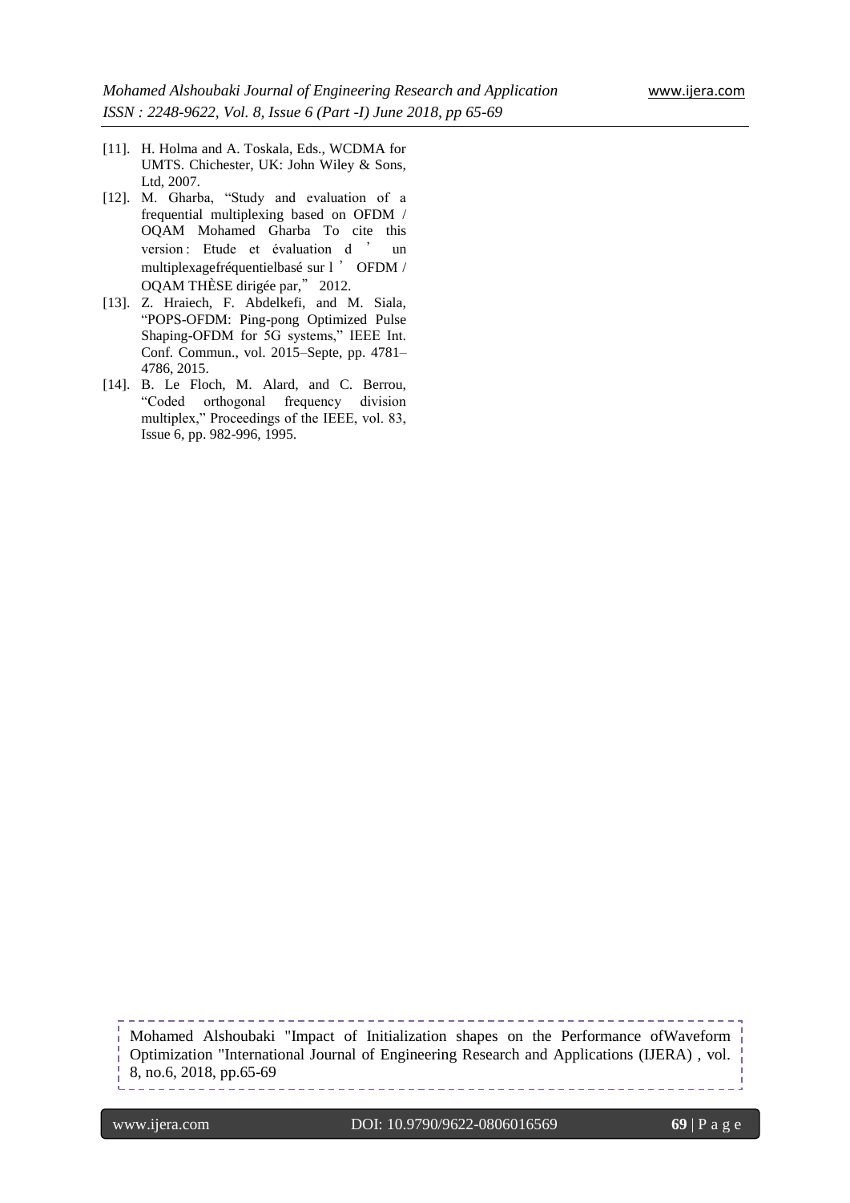- [11]. H. Holma and A. Toskala, Eds., WCDMA for UMTS. Chichester, UK: John Wiley & Sons, Ltd, 2007.
- [12]. M. Gharba, "Study and evaluation of a frequential multiplexing based on OFDM / OQAM Mohamed Gharba To cite this version : Etude et évaluation d ' un multiplexagefréquentielbasé sur l ' OFDM / OQAM THÈSE dirigée par," 2012.
- [13]. Z. Hraiech, F. Abdelkefi, and M. Siala, "POPS-OFDM: Ping-pong Optimized Pulse Shaping-OFDM for 5G systems," IEEE Int. Conf. Commun., vol. 2015–Septe, pp. 4781–4786, 2015.
- [14]. B. Le Floch, M. Alard, and C. Berrou, "Coded orthogonal frequency division multiplex," Proceedings of the IEEE, vol. 83, Issue 6, pp. 982-996, 1995.

Mohamed Alshoubaki "Impact of Initialization shapes on the Performance ofWaveform Optimization "International Journal of Engineering Research and Applications (IJERA) , vol. 8, no.6, 2018, pp.65-69